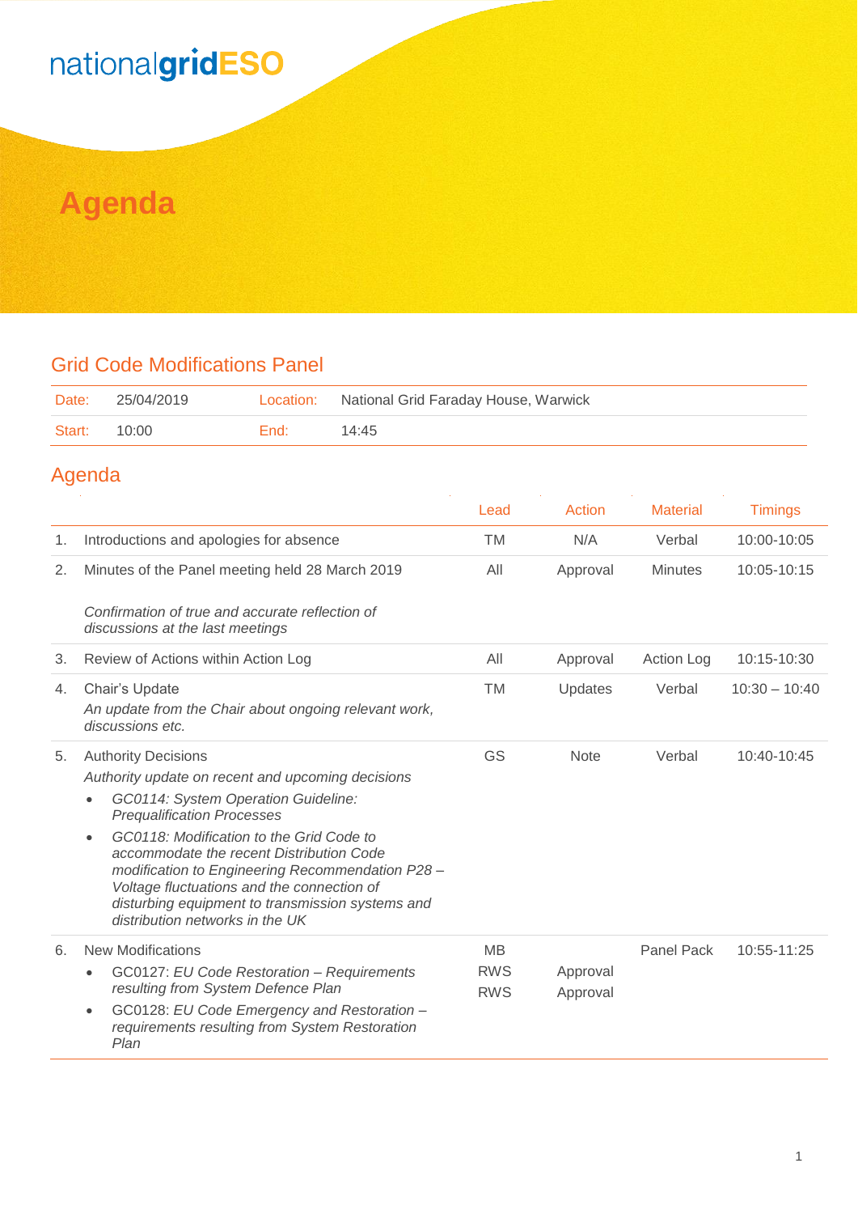nationalgridESO

# Agenda

## Grid Code Modifications Panel

| | | | |
|---|---|---|---|
| Date: | 25/04/2019 | Location: | National Grid Faraday House, Warwick |
| Start: | 10:00 | End: | 14:45 |

## Agenda

| | | Lead | Action | Material | Timings |
|---|---|---|---|---|---|
| 1. | Introductions and apologies for absence | TM | N/A | Verbal | 10:00-10:05 |
| 2. | Minutes of the Panel meeting held 28 March 2019<br><br>*Confirmation of true and accurate reflection of discussions at the last meetings* | All | Approval | Minutes | 10:05-10:15 |
| 3. | Review of Actions within Action Log | All | Approval | Action Log | 10:15-10:30 |
| 4. | Chair's Update<br>*An update from the Chair about ongoing relevant work, discussions etc.* | TM | Updates | Verbal | 10:30 – 10:40 |
| 5. | Authority Decisions<br>*Authority update on recent and upcoming decisions*<br>• *GC0114: System Operation Guideline: Prequalification Processes*<br>• *GC0118: Modification to the Grid Code to accommodate the recent Distribution Code modification to Engineering Recommendation P28 – Voltage fluctuations and the connection of disturbing equipment to transmission systems and distribution networks in the UK* | GS | Note | Verbal | 10:40-10:45 |
| 6. | New Modifications<br>• GC0127: *EU Code Restoration – Requirements resulting from System Defence Plan*<br>• GC0128: *EU Code Emergency and Restoration – requirements resulting from System Restoration Plan* | MB<br>RWS<br>RWS | <br>Approval<br>Approval | Panel Pack | 10:55-11:25 |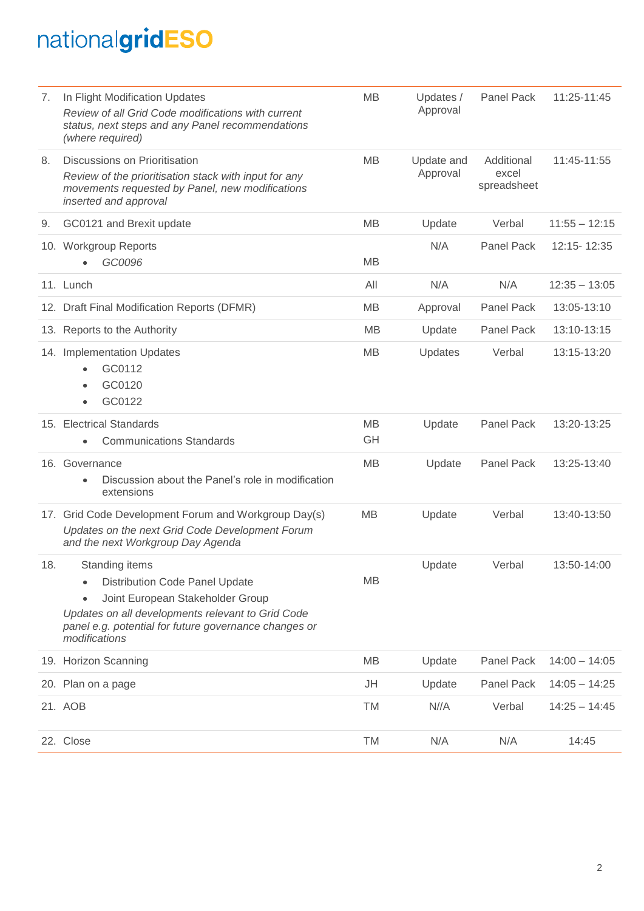| | | | | | |
|---|---|---|---|---|---|
| 7. | In Flight Modification Updates<br>*Review of all Grid Code modifications with current status, next steps and any Panel recommendations (where required)* | MB | Updates / Approval | Panel Pack | 11:25-11:45 |
| 8. | Discussions on Prioritisation<br>*Review of the prioritisation stack with input for any movements requested by Panel, new modifications inserted and approval* | MB | Update and Approval | Additional excel spreadsheet | 11:45-11:55 |
| 9. | GC0121 and Brexit update | MB | Update | Verbal | 11:55 – 12:15 |
| 10. | Workgroup Reports<br>• *GC0096* | MB | N/A | Panel Pack | 12:15- 12:35 |
| 11. | Lunch | All | N/A | N/A | 12:35 – 13:05 |
| 12. | Draft Final Modification Reports (DFMR) | MB | Approval | Panel Pack | 13:05-13:10 |
| 13. | Reports to the Authority | MB | Update | Panel Pack | 13:10-13:15 |
| 14. | Implementation Updates<br>• GC0112<br>• GC0120<br>• GC0122 | MB | Updates | Verbal | 13:15-13:20 |
| 15. | Electrical Standards<br>• Communications Standards | MB<br>GH | Update | Panel Pack | 13:20-13:25 |
| 16. | Governance<br>• Discussion about the Panel's role in modification extensions | MB | Update | Panel Pack | 13:25-13:40 |
| 17. | Grid Code Development Forum and Workgroup Day(s)<br>*Updates on the next Grid Code Development Forum and the next Workgroup Day Agenda* | MB | Update | Verbal | 13:40-13:50 |
| 18. | Standing items<br>• Distribution Code Panel Update<br>• Joint European Stakeholder Group<br>*Updates on all developments relevant to Grid Code panel e.g. potential for future governance changes or modifications* | MB | Update | Verbal | 13:50-14:00 |
| 19. | Horizon Scanning | MB | Update | Panel Pack | 14:00 – 14:05 |
| 20. | Plan on a page | JH | Update | Panel Pack | 14:05 – 14:25 |
| 21. | AOB | TM | N//A | Verbal | 14:25 – 14:45 |
| 22. | Close | TM | N/A | N/A | 14:45 |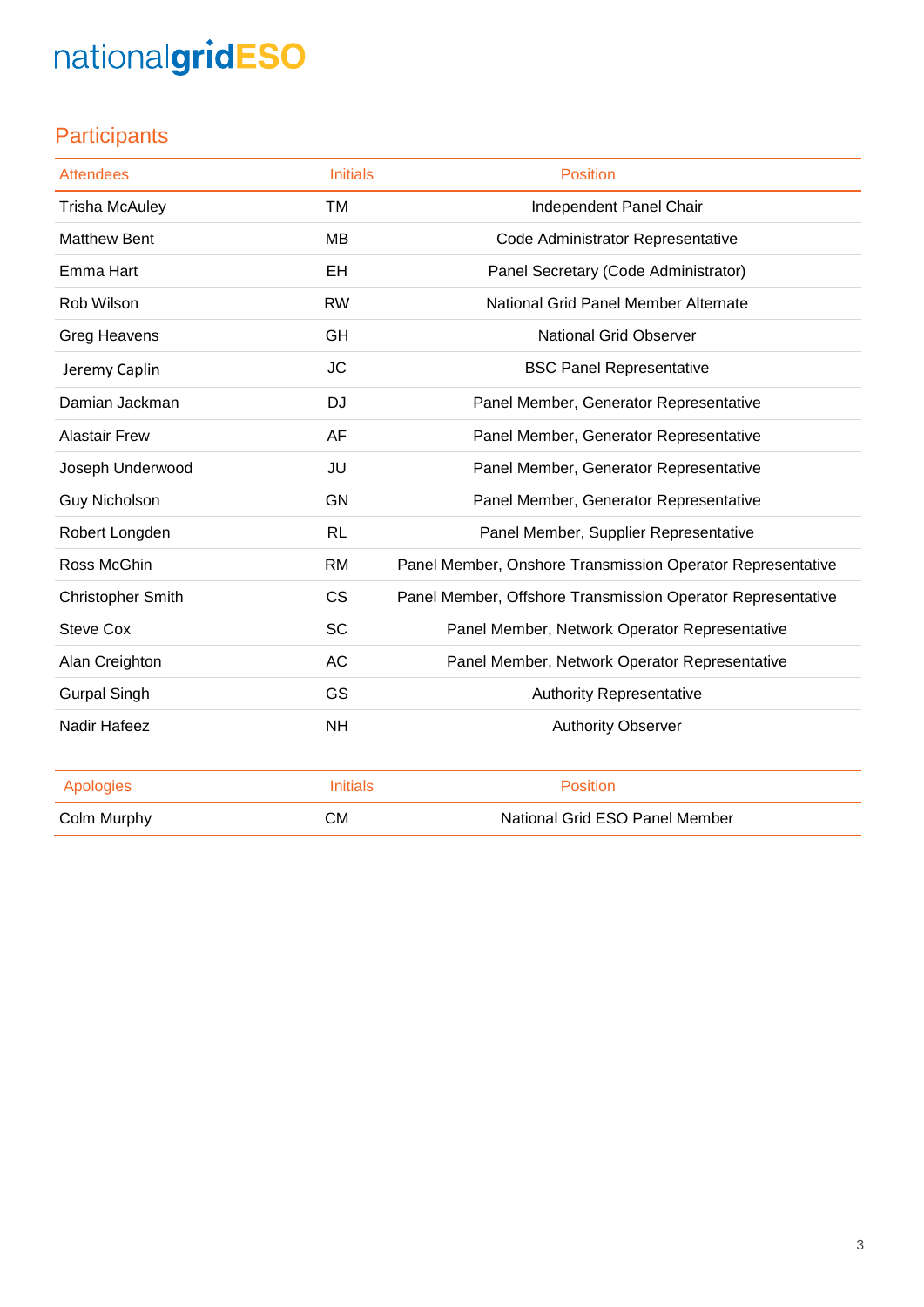## Participants

| Attendees | Initials | Position |
|---|---|---|
| Trisha McAuley | TM | Independent Panel Chair |
| Matthew Bent | MB | Code Administrator Representative |
| Emma Hart | EH | Panel Secretary (Code Administrator) |
| Rob Wilson | RW | National Grid Panel Member Alternate |
| Greg Heavens | GH | National Grid Observer |
| Jeremy Caplin | JC | BSC Panel Representative |
| Damian Jackman | DJ | Panel Member, Generator Representative |
| Alastair Frew | AF | Panel Member, Generator Representative |
| Joseph Underwood | JU | Panel Member, Generator Representative |
| Guy Nicholson | GN | Panel Member, Generator Representative |
| Robert Longden | RL | Panel Member, Supplier Representative |
| Ross McGhin | RM | Panel Member, Onshore Transmission Operator Representative |
| Christopher Smith | CS | Panel Member, Offshore Transmission Operator Representative |
| Steve Cox | SC | Panel Member, Network Operator Representative |
| Alan Creighton | AC | Panel Member, Network Operator Representative |
| Gurpal Singh | GS | Authority Representative |
| Nadir Hafeez | NH | Authority Observer |

| Apologies | Initials | Position |
|---|---|---|
| Colm Murphy | CM | National Grid ESO Panel Member |